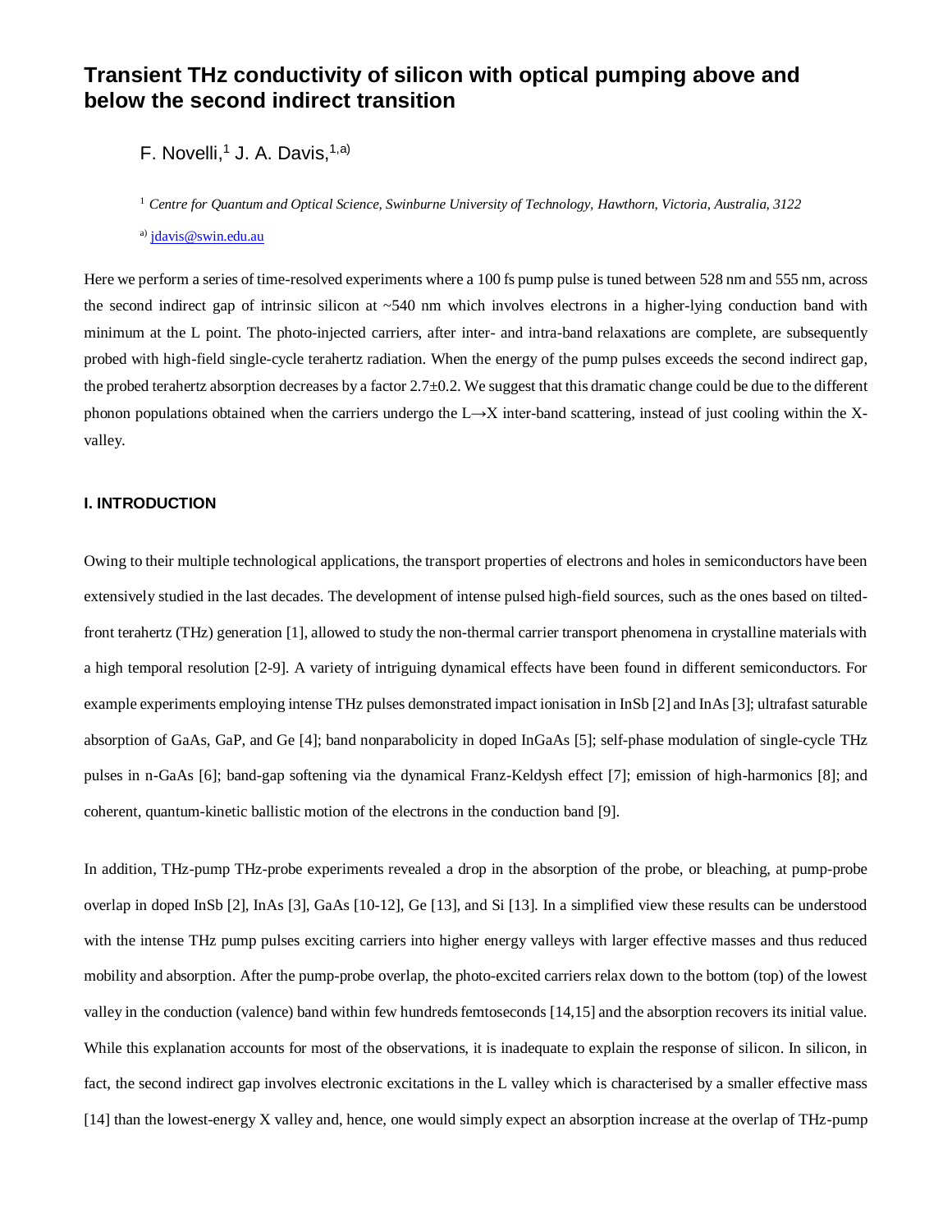# Transient THz conductivity of silicon with optical pumping above and below the second indirect transition

F. Novelli,[1] J. A. Davis,[1,a)]

[1] *Centre for Quantum and Optical Science, Swinburne University of Technology, Hawthorn, Victoria, Australia, 3122*

[a)] jdavis@swin.edu.au

Here we perform a series of time-resolved experiments where a 100 fs pump pulse is tuned between 528 nm and 555 nm, across the second indirect gap of intrinsic silicon at ~540 nm which involves electrons in a higher-lying conduction band with minimum at the L point. The photo-injected carriers, after inter- and intra-band relaxations are complete, are subsequently probed with high-field single-cycle terahertz radiation. When the energy of the pump pulses exceeds the second indirect gap, the probed terahertz absorption decreases by a factor 2.7±0.2. We suggest that this dramatic change could be due to the different phonon populations obtained when the carriers undergo the L→X inter-band scattering, instead of just cooling within the X-valley.

## I. INTRODUCTION

Owing to their multiple technological applications, the transport properties of electrons and holes in semiconductors have been extensively studied in the last decades. The development of intense pulsed high-field sources, such as the ones based on tilted-front terahertz (THz) generation [1], allowed to study the non-thermal carrier transport phenomena in crystalline materials with a high temporal resolution [2-9]. A variety of intriguing dynamical effects have been found in different semiconductors. For example experiments employing intense THz pulses demonstrated impact ionisation in InSb [2] and InAs [3]; ultrafast saturable absorption of GaAs, GaP, and Ge [4]; band nonparabolicity in doped InGaAs [5]; self-phase modulation of single-cycle THz pulses in n-GaAs [6]; band-gap softening via the dynamical Franz-Keldysh effect [7]; emission of high-harmonics [8]; and coherent, quantum-kinetic ballistic motion of the electrons in the conduction band [9].

In addition, THz-pump THz-probe experiments revealed a drop in the absorption of the probe, or bleaching, at pump-probe overlap in doped InSb [2], InAs [3], GaAs [10-12], Ge [13], and Si [13]. In a simplified view these results can be understood with the intense THz pump pulses exciting carriers into higher energy valleys with larger effective masses and thus reduced mobility and absorption. After the pump-probe overlap, the photo-excited carriers relax down to the bottom (top) of the lowest valley in the conduction (valence) band within few hundreds femtoseconds [14,15] and the absorption recovers its initial value. While this explanation accounts for most of the observations, it is inadequate to explain the response of silicon. In silicon, in fact, the second indirect gap involves electronic excitations in the L valley which is characterised by a smaller effective mass [14] than the lowest-energy X valley and, hence, one would simply expect an absorption increase at the overlap of THz-pump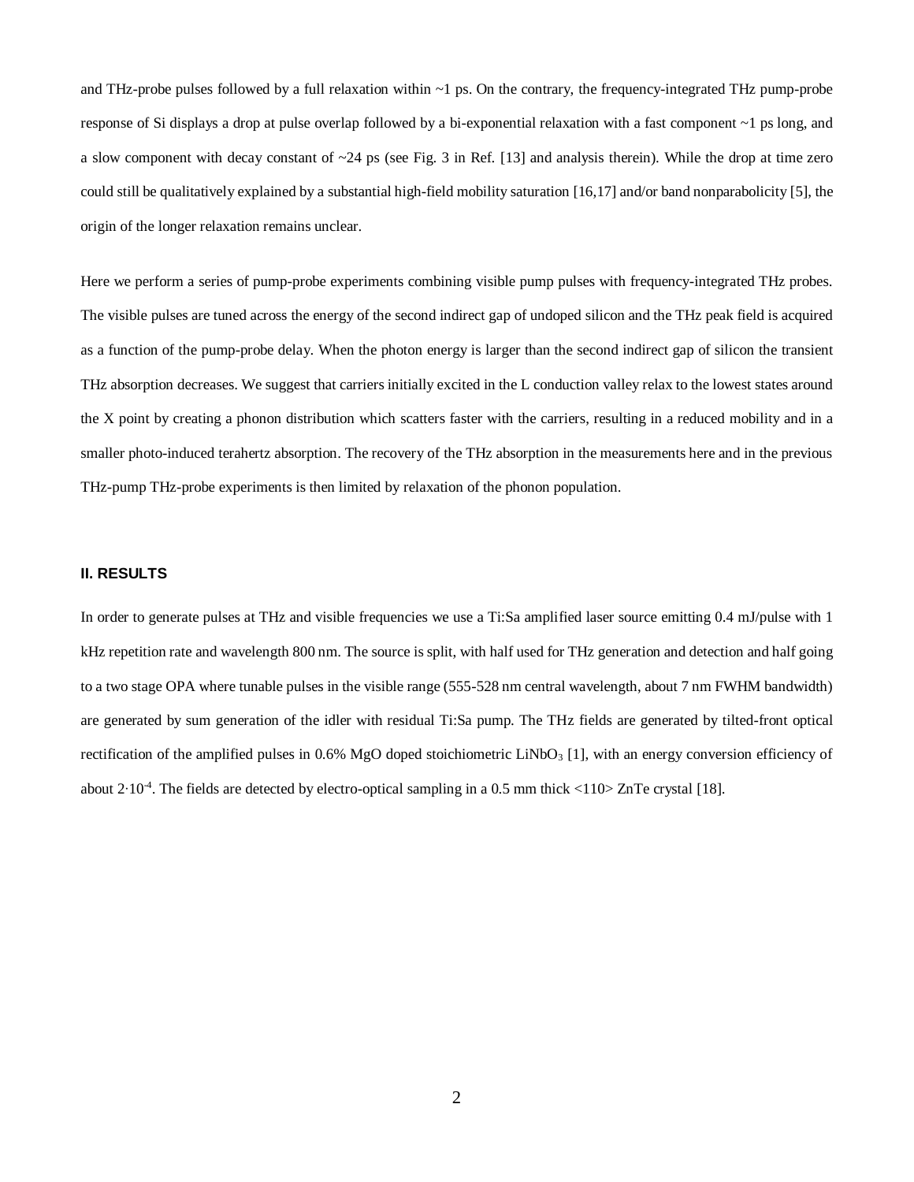and THz-probe pulses followed by a full relaxation within ~1 ps. On the contrary, the frequency-integrated THz pump-probe response of Si displays a drop at pulse overlap followed by a bi-exponential relaxation with a fast component ~1 ps long, and a slow component with decay constant of ~24 ps (see Fig. 3 in Ref. [13] and analysis therein). While the drop at time zero could still be qualitatively explained by a substantial high-field mobility saturation [16,17] and/or band nonparabolicity [5], the origin of the longer relaxation remains unclear.

Here we perform a series of pump-probe experiments combining visible pump pulses with frequency-integrated THz probes. The visible pulses are tuned across the energy of the second indirect gap of undoped silicon and the THz peak field is acquired as a function of the pump-probe delay. When the photon energy is larger than the second indirect gap of silicon the transient THz absorption decreases. We suggest that carriers initially excited in the L conduction valley relax to the lowest states around the X point by creating a phonon distribution which scatters faster with the carriers, resulting in a reduced mobility and in a smaller photo-induced terahertz absorption. The recovery of the THz absorption in the measurements here and in the previous THz-pump THz-probe experiments is then limited by relaxation of the phonon population.

## II. RESULTS

In order to generate pulses at THz and visible frequencies we use a Ti:Sa amplified laser source emitting 0.4 mJ/pulse with 1 kHz repetition rate and wavelength 800 nm. The source is split, with half used for THz generation and detection and half going to a two stage OPA where tunable pulses in the visible range (555-528 nm central wavelength, about 7 nm FWHM bandwidth) are generated by sum generation of the idler with residual Ti:Sa pump. The THz fields are generated by tilted-front optical rectification of the amplified pulses in 0.6% MgO doped stoichiometric $LiNbO_3$ [1], with an energy conversion efficiency of about $2 \cdot 10^{-4}$. The fields are detected by electro-optical sampling in a 0.5 mm thick <110> ZnTe crystal [18].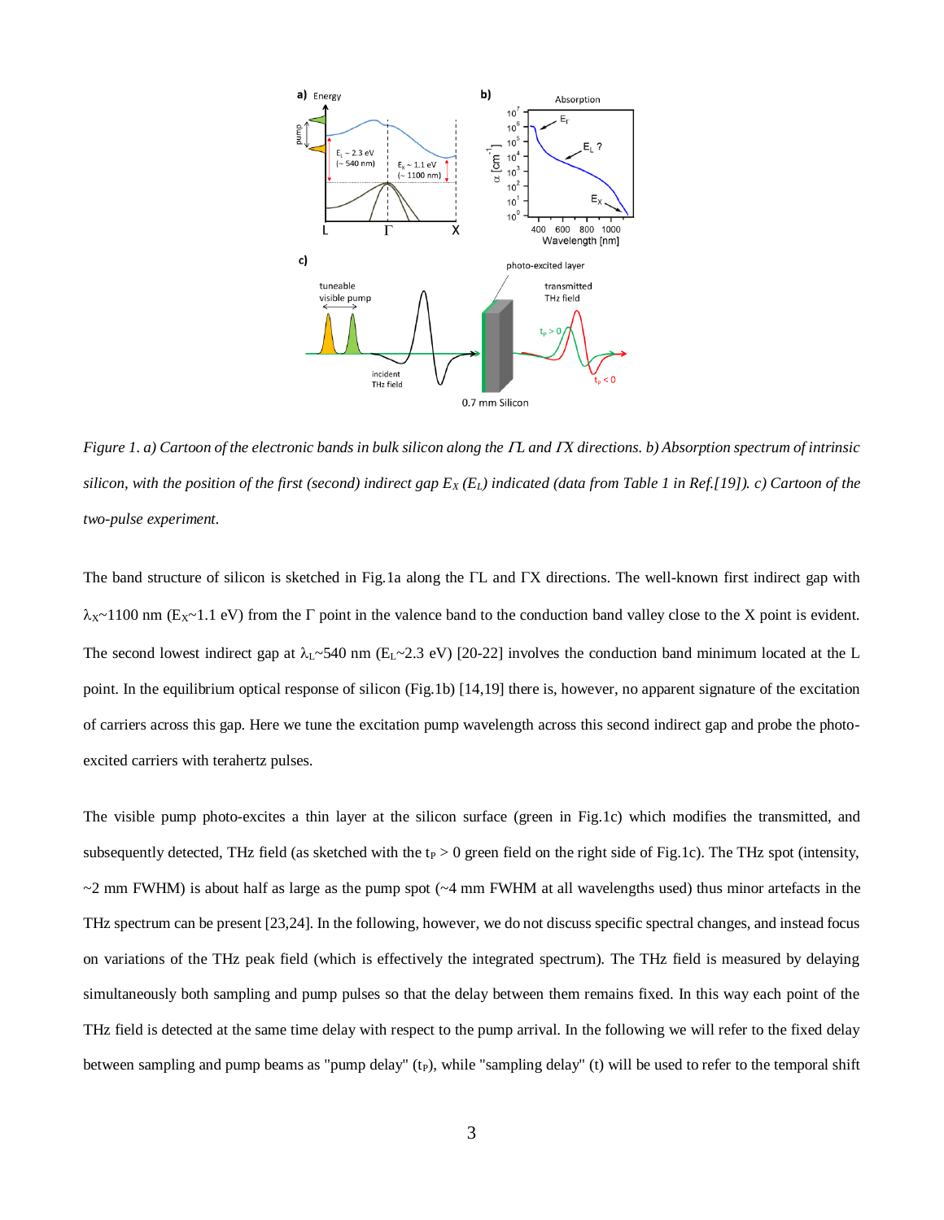*Figure 1. a) Cartoon of the electronic bands in bulk silicon along the ΓL and ΓX directions. b) Absorption spectrum of intrinsic silicon, with the position of the first (second) indirect gap $E_X$ ($E_L$) indicated (data from Table 1 in Ref.[19]). c) Cartoon of the two-pulse experiment.*

The band structure of silicon is sketched in Fig.1a along the ΓL and ΓX directions. The well-known first indirect gap with $\lambda_X$~1100 nm ($E_X$~1.1 eV) from the Γ point in the valence band to the conduction band valley close to the X point is evident. The second lowest indirect gap at $\lambda_L$~540 nm ($E_L$~2.3 eV) [20-22] involves the conduction band minimum located at the L point. In the equilibrium optical response of silicon (Fig.1b) [14,19] there is, however, no apparent signature of the excitation of carriers across this gap. Here we tune the excitation pump wavelength across this second indirect gap and probe the photo-excited carriers with terahertz pulses.

The visible pump photo-excites a thin layer at the silicon surface (green in Fig.1c) which modifies the transmitted, and subsequently detected, THz field (as sketched with the $t_P > 0$ green field on the right side of Fig.1c). The THz spot (intensity, ~2 mm FWHM) is about half as large as the pump spot (~4 mm FWHM at all wavelengths used) thus minor artefacts in the THz spectrum can be present [23,24]. In the following, however, we do not discuss specific spectral changes, and instead focus on variations of the THz peak field (which is effectively the integrated spectrum). The THz field is measured by delaying simultaneously both sampling and pump pulses so that the delay between them remains fixed. In this way each point of the THz field is detected at the same time delay with respect to the pump arrival. In the following we will refer to the fixed delay between sampling and pump beams as "pump delay" ($t_P$), while "sampling delay" (t) will be used to refer to the temporal shift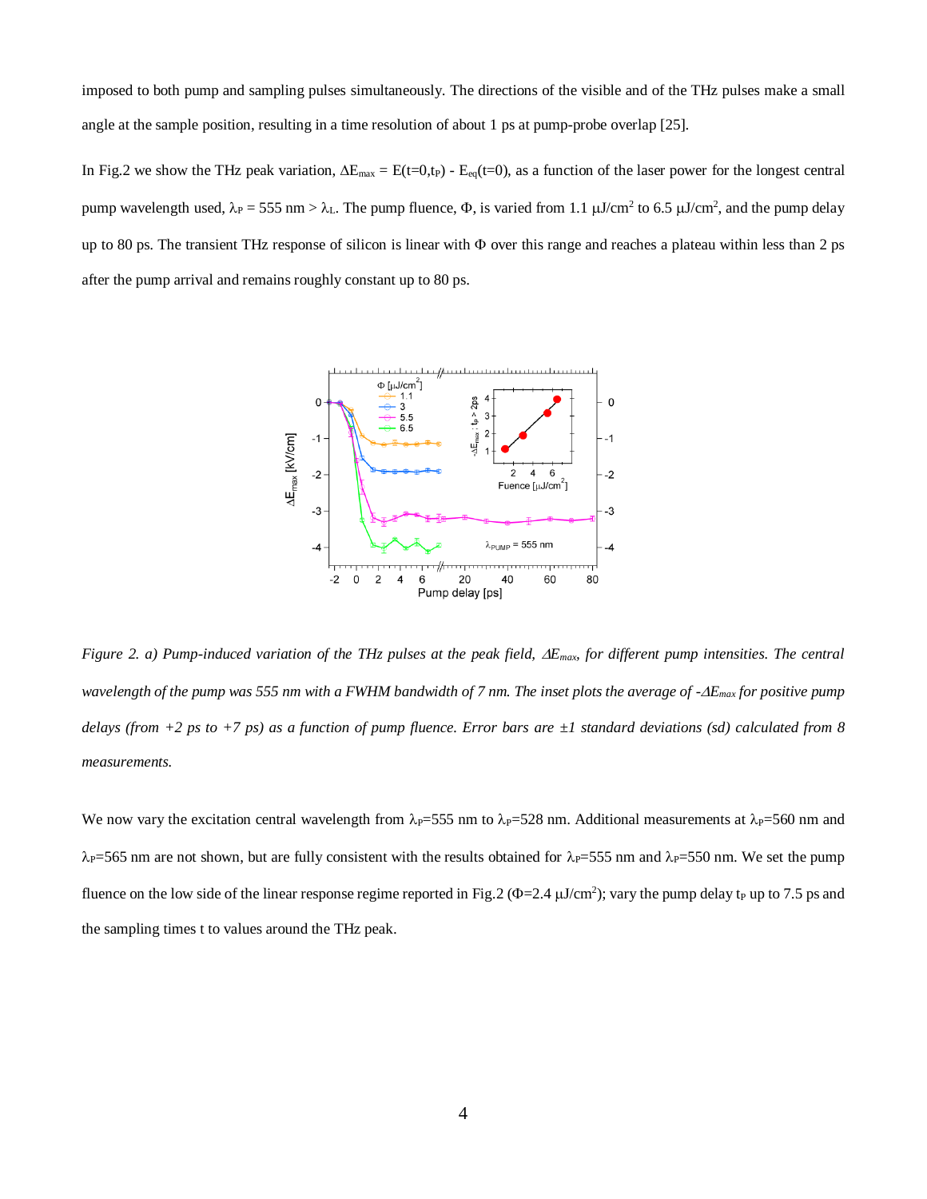imposed to both pump and sampling pulses simultaneously. The directions of the visible and of the THz pulses make a small angle at the sample position, resulting in a time resolution of about 1 ps at pump-probe overlap [25].

In Fig.2 we show the THz peak variation, $\Delta E_{max} = E(t=0,t_P) - E_{eq}(t=0)$, as a function of the laser power for the longest central pump wavelength used, $\lambda_P$ = 555 nm > $\lambda_L$. The pump fluence, $\Phi$, is varied from 1.1 μJ/cm$^2$ to 6.5 μJ/cm$^2$, and the pump delay up to 80 ps. The transient THz response of silicon is linear with $\Phi$ over this range and reaches a plateau within less than 2 ps after the pump arrival and remains roughly constant up to 80 ps.

*Figure 2. a) Pump-induced variation of the THz pulses at the peak field, $\Delta E_{max}$, for different pump intensities. The central wavelength of the pump was 555 nm with a FWHM bandwidth of 7 nm. The inset plots the average of $-\Delta E_{max}$ for positive pump delays (from +2 ps to +7 ps) as a function of pump fluence. Error bars are ±1 standard deviations (sd) calculated from 8 measurements.*

We now vary the excitation central wavelength from $\lambda_P$=555 nm to $\lambda_P$=528 nm. Additional measurements at $\lambda_P$=560 nm and $\lambda_P$=565 nm are not shown, but are fully consistent with the results obtained for $\lambda_P$=555 nm and $\lambda_P$=550 nm. We set the pump fluence on the low side of the linear response regime reported in Fig.2 ($\Phi$=2.4 μJ/cm$^2$); vary the pump delay $t_P$ up to 7.5 ps and the sampling times t to values around the THz peak.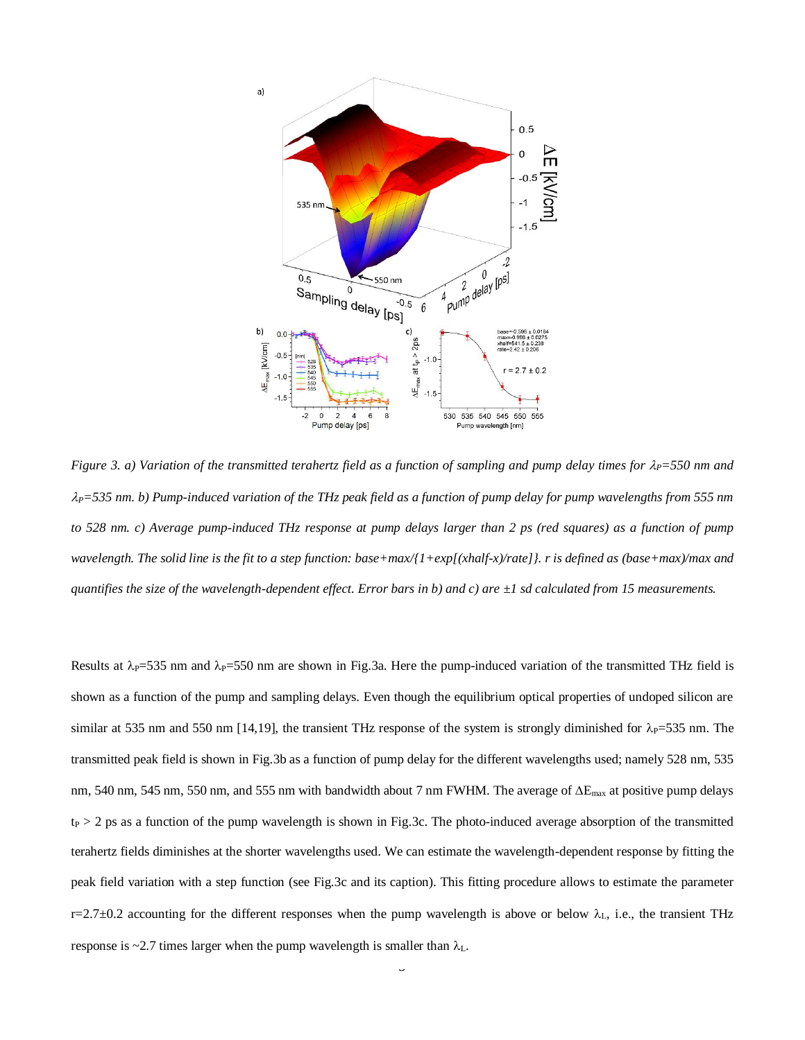*Figure 3. a) Variation of the transmitted terahertz field as a function of sampling and pump delay times for $\lambda_P$=550 nm and $\lambda_P$=535 nm. b) Pump-induced variation of the THz peak field as a function of pump delay for pump wavelengths from 555 nm to 528 nm. c) Average pump-induced THz response at pump delays larger than 2 ps (red squares) as a function of pump wavelength. The solid line is the fit to a step function: base+max/{1+exp[(xhalf-x)/rate]}. r is defined as (base+max)/max and quantifies the size of the wavelength-dependent effect. Error bars in b) and c) are ±1 sd calculated from 15 measurements.*

Results at $\lambda_P$=535 nm and $\lambda_P$=550 nm are shown in Fig.3a. Here the pump-induced variation of the transmitted THz field is shown as a function of the pump and sampling delays. Even though the equilibrium optical properties of undoped silicon are similar at 535 nm and 550 nm [14,19], the transient THz response of the system is strongly diminished for $\lambda_P$=535 nm. The transmitted peak field is shown in Fig.3b as a function of pump delay for the different wavelengths used; namely 528 nm, 535 nm, 540 nm, 545 nm, 550 nm, and 555 nm with bandwidth about 7 nm FWHM. The average of $\Delta E_{max}$ at positive pump delays $t_P$ > 2 ps as a function of the pump wavelength is shown in Fig.3c. The photo-induced average absorption of the transmitted terahertz fields diminishes at the shorter wavelengths used. We can estimate the wavelength-dependent response by fitting the peak field variation with a step function (see Fig.3c and its caption). This fitting procedure allows to estimate the parameter r=2.7±0.2 accounting for the different responses when the pump wavelength is above or below $\lambda_L$, i.e., the transient THz response is ~2.7 times larger when the pump wavelength is smaller than $\lambda_L$.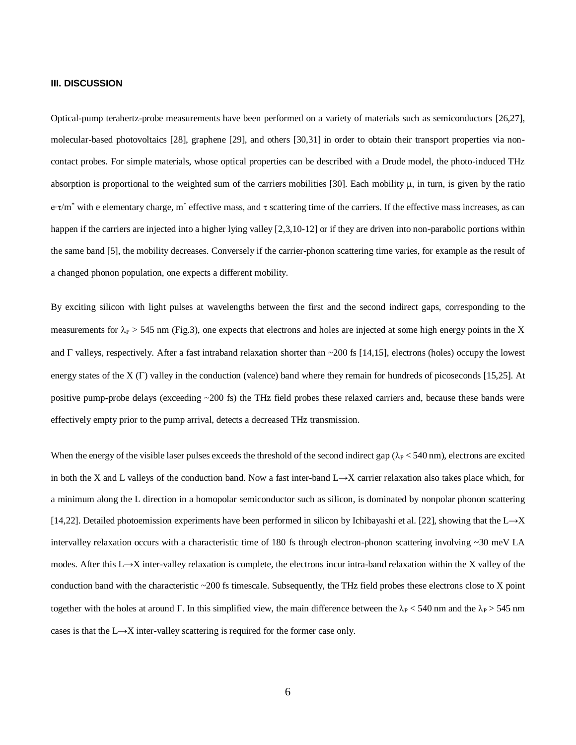### III. DISCUSSION

Optical-pump terahertz-probe measurements have been performed on a variety of materials such as semiconductors [26,27], molecular-based photovoltaics [28], graphene [29], and others [30,31] in order to obtain their transport properties via non-contact probes. For simple materials, whose optical properties can be described with a Drude model, the photo-induced THz absorption is proportional to the weighted sum of the carriers mobilities [30]. Each mobility $\mu$, in turn, is given by the ratio $e\cdot\tau/m^*$ with e elementary charge, $m^*$ effective mass, and $\tau$ scattering time of the carriers. If the effective mass increases, as can happen if the carriers are injected into a higher lying valley [2,3,10-12] or if they are driven into non-parabolic portions within the same band [5], the mobility decreases. Conversely if the carrier-phonon scattering time varies, for example as the result of a changed phonon population, one expects a different mobility.

By exciting silicon with light pulses at wavelengths between the first and the second indirect gaps, corresponding to the measurements for $\lambda_P > 545$ nm (Fig.3), one expects that electrons and holes are injected at some high energy points in the X and $\Gamma$ valleys, respectively. After a fast intraband relaxation shorter than ~200 fs [14,15], electrons (holes) occupy the lowest energy states of the X ($\Gamma$) valley in the conduction (valence) band where they remain for hundreds of picoseconds [15,25]. At positive pump-probe delays (exceeding ~200 fs) the THz field probes these relaxed carriers and, because these bands were effectively empty prior to the pump arrival, detects a decreased THz transmission.

When the energy of the visible laser pulses exceeds the threshold of the second indirect gap ($\lambda_P < 540$ nm), electrons are excited in both the X and L valleys of the conduction band. Now a fast inter-band L→X carrier relaxation also takes place which, for a minimum along the L direction in a homopolar semiconductor such as silicon, is dominated by nonpolar phonon scattering [14,22]. Detailed photoemission experiments have been performed in silicon by Ichibayashi et al. [22], showing that the L→X intervalley relaxation occurs with a characteristic time of 180 fs through electron-phonon scattering involving ~30 meV LA modes. After this L→X inter-valley relaxation is complete, the electrons incur intra-band relaxation within the X valley of the conduction band with the characteristic ~200 fs timescale. Subsequently, the THz field probes these electrons close to X point together with the holes at around $\Gamma$. In this simplified view, the main difference between the $\lambda_P < 540$ nm and the $\lambda_P > 545$ nm cases is that the L→X inter-valley scattering is required for the former case only.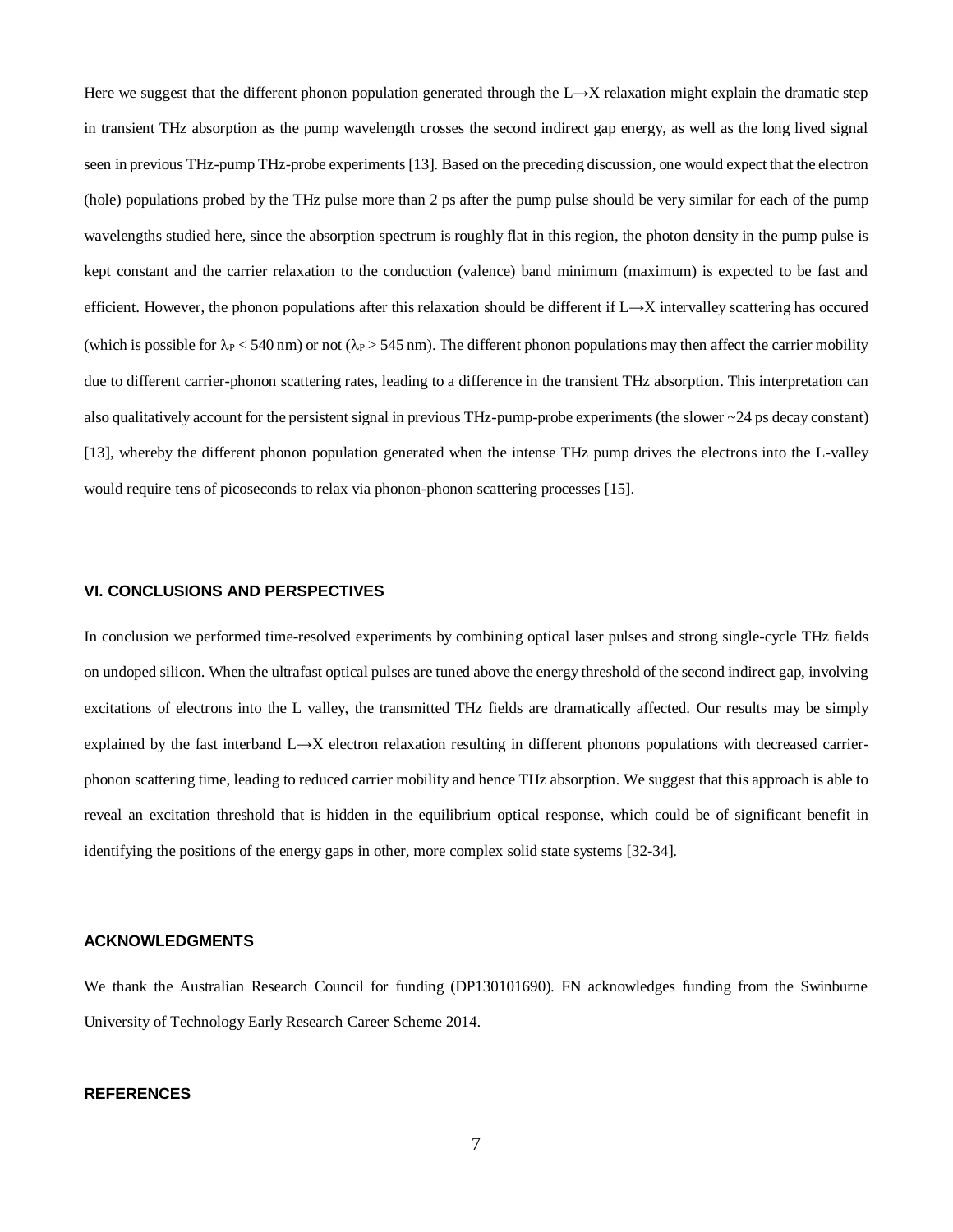Here we suggest that the different phonon population generated through the L→X relaxation might explain the dramatic step in transient THz absorption as the pump wavelength crosses the second indirect gap energy, as well as the long lived signal seen in previous THz-pump THz-probe experiments [13]. Based on the preceding discussion, one would expect that the electron (hole) populations probed by the THz pulse more than 2 ps after the pump pulse should be very similar for each of the pump wavelengths studied here, since the absorption spectrum is roughly flat in this region, the photon density in the pump pulse is kept constant and the carrier relaxation to the conduction (valence) band minimum (maximum) is expected to be fast and efficient. However, the phonon populations after this relaxation should be different if L→X intervalley scattering has occured (which is possible for $\lambda_P < 540$ nm) or not ($\lambda_P > 545$ nm). The different phonon populations may then affect the carrier mobility due to different carrier-phonon scattering rates, leading to a difference in the transient THz absorption. This interpretation can also qualitatively account for the persistent signal in previous THz-pump-probe experiments (the slower ~24 ps decay constant) [13], whereby the different phonon population generated when the intense THz pump drives the electrons into the L-valley would require tens of picoseconds to relax via phonon-phonon scattering processes [15].

## VI. CONCLUSIONS AND PERSPECTIVES

In conclusion we performed time-resolved experiments by combining optical laser pulses and strong single-cycle THz fields on undoped silicon. When the ultrafast optical pulses are tuned above the energy threshold of the second indirect gap, involving excitations of electrons into the L valley, the transmitted THz fields are dramatically affected. Our results may be simply explained by the fast interband L→X electron relaxation resulting in different phonons populations with decreased carrier-phonon scattering time, leading to reduced carrier mobility and hence THz absorption. We suggest that this approach is able to reveal an excitation threshold that is hidden in the equilibrium optical response, which could be of significant benefit in identifying the positions of the energy gaps in other, more complex solid state systems [32-34].

## ACKNOWLEDGMENTS

We thank the Australian Research Council for funding (DP130101690). FN acknowledges funding from the Swinburne University of Technology Early Research Career Scheme 2014.

## REFERENCES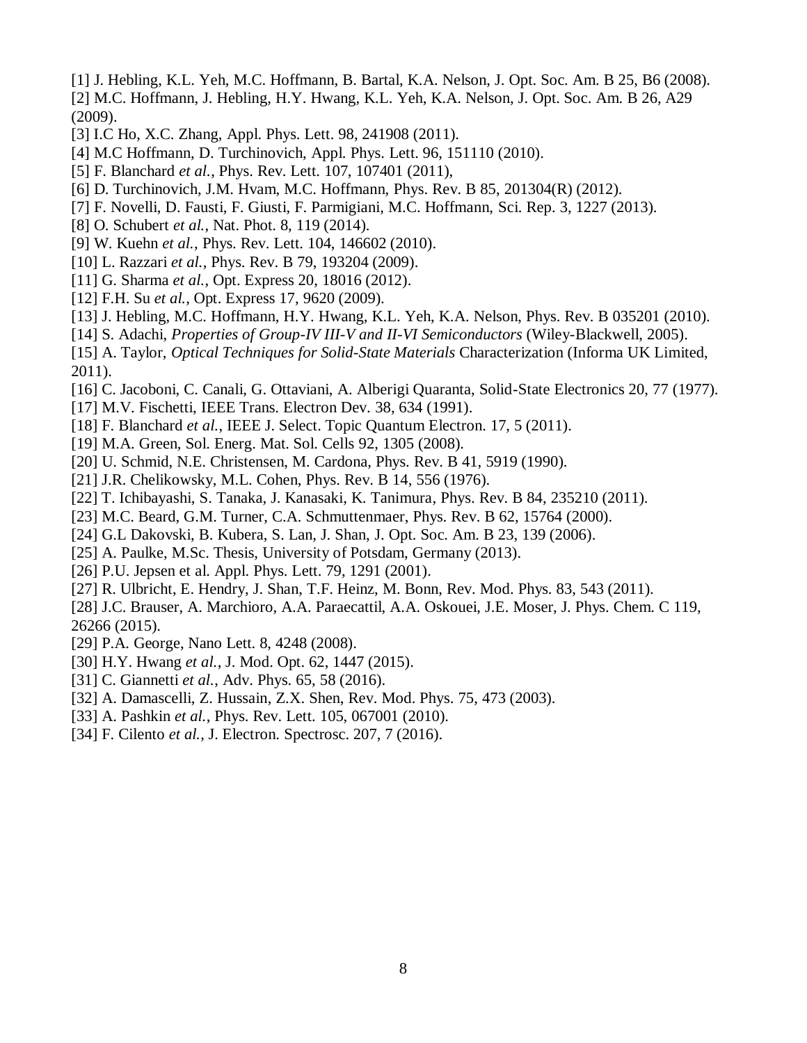[1] J. Hebling, K.L. Yeh, M.C. Hoffmann, B. Bartal, K.A. Nelson, J. Opt. Soc. Am. B 25, B6 (2008).  
[2] M.C. Hoffmann, J. Hebling, H.Y. Hwang, K.L. Yeh, K.A. Nelson, J. Opt. Soc. Am. B 26, A29 (2009).  
[3] I.C Ho, X.C. Zhang, Appl. Phys. Lett. 98, 241908 (2011).  
[4] M.C Hoffmann, D. Turchinovich, Appl. Phys. Lett. 96, 151110 (2010).  
[5] F. Blanchard *et al.*, Phys. Rev. Lett. 107, 107401 (2011),  
[6] D. Turchinovich, J.M. Hvam, M.C. Hoffmann, Phys. Rev. B 85, 201304(R) (2012).  
[7] F. Novelli, D. Fausti, F. Giusti, F. Parmigiani, M.C. Hoffmann, Sci. Rep. 3, 1227 (2013).  
[8] O. Schubert *et al.*, Nat. Phot. 8, 119 (2014).  
[9] W. Kuehn *et al.*, Phys. Rev. Lett. 104, 146602 (2010).  
[10] L. Razzari *et al.*, Phys. Rev. B 79, 193204 (2009).  
[11] G. Sharma *et al.*, Opt. Express 20, 18016 (2012).  
[12] F.H. Su *et al.*, Opt. Express 17, 9620 (2009).  
[13] J. Hebling, M.C. Hoffmann, H.Y. Hwang, K.L. Yeh, K.A. Nelson, Phys. Rev. B 035201 (2010).  
[14] S. Adachi, *Properties of Group-IV III-V and II-VI Semiconductors* (Wiley-Blackwell, 2005).  
[15] A. Taylor, *Optical Techniques for Solid-State Materials* Characterization (Informa UK Limited, 2011).  
[16] C. Jacoboni, C. Canali, G. Ottaviani, A. Alberigi Quaranta, Solid-State Electronics 20, 77 (1977).  
[17] M.V. Fischetti, IEEE Trans. Electron Dev. 38, 634 (1991).  
[18] F. Blanchard *et al.*, IEEE J. Select. Topic Quantum Electron. 17, 5 (2011).  
[19] M.A. Green, Sol. Energ. Mat. Sol. Cells 92, 1305 (2008).  
[20] U. Schmid, N.E. Christensen, M. Cardona, Phys. Rev. B 41, 5919 (1990).  
[21] J.R. Chelikowsky, M.L. Cohen, Phys. Rev. B 14, 556 (1976).  
[22] T. Ichibayashi, S. Tanaka, J. Kanasaki, K. Tanimura, Phys. Rev. B 84, 235210 (2011).  
[23] M.C. Beard, G.M. Turner, C.A. Schmuttenmaer, Phys. Rev. B 62, 15764 (2000).  
[24] G.L Dakovski, B. Kubera, S. Lan, J. Shan, J. Opt. Soc. Am. B 23, 139 (2006).  
[25] A. Paulke, M.Sc. Thesis, University of Potsdam, Germany (2013).  
[26] P.U. Jepsen et al. Appl. Phys. Lett. 79, 1291 (2001).  
[27] R. Ulbricht, E. Hendry, J. Shan, T.F. Heinz, M. Bonn, Rev. Mod. Phys. 83, 543 (2011).  
[28] J.C. Brauser, A. Marchioro, A.A. Paraecattil, A.A. Oskouei, J.E. Moser, J. Phys. Chem. C 119, 26266 (2015).  
[29] P.A. George, Nano Lett. 8, 4248 (2008).  
[30] H.Y. Hwang *et al.*, J. Mod. Opt. 62, 1447 (2015).  
[31] C. Giannetti *et al.*, Adv. Phys. 65, 58 (2016).  
[32] A. Damascelli, Z. Hussain, Z.X. Shen, Rev. Mod. Phys. 75, 473 (2003).  
[33] A. Pashkin *et al.*, Phys. Rev. Lett. 105, 067001 (2010).  
[34] F. Cilento *et al.*, J. Electron. Spectrosc. 207, 7 (2016).